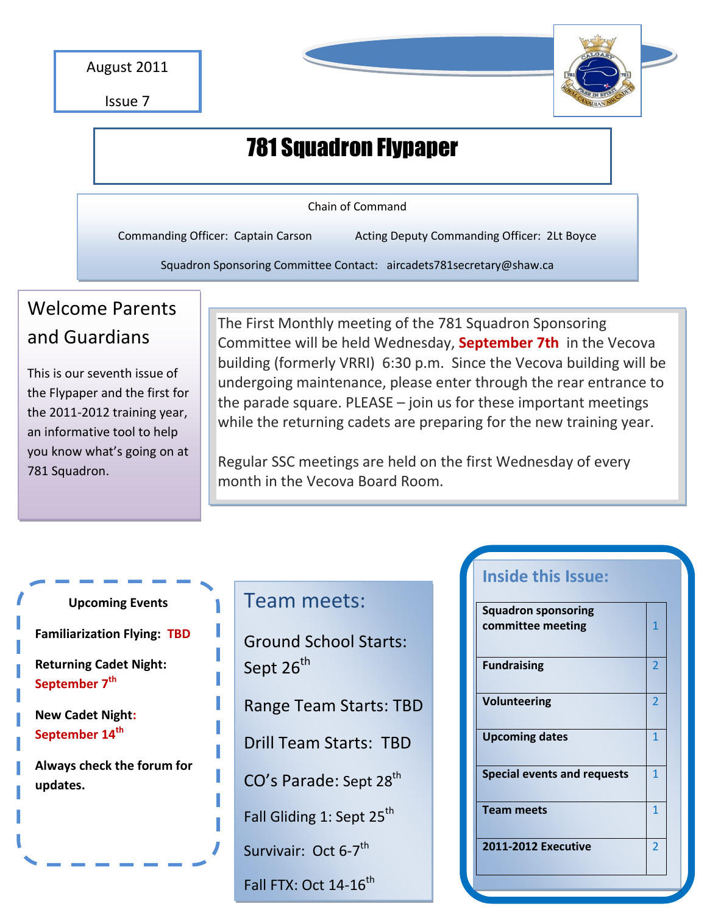August 2011

Issue 7

# 781 Squadron Flypaper

Chain of Command

Commanding Officer: Captain Carson

Acting Deputy Commanding Officer: 2Lt Boyce

Squadron Sponsoring Committee Contact: aircadets781secretary@shaw.ca

## Welcome Parents and Guardians

This is our seventh issue of the Flypaper and the first for the 2011-2012 training year, an informative tool to help you know what's going on at 781 Squadron.

The First Monthly meeting of the 781 Squadron Sponsoring Committee will be held Wednesday, **September 7th** in the Vecova building (formerly VRRI) 6:30 p.m. Since the Vecova building will be undergoing maintenance, please enter through the rear entrance to the parade square. PLEASE – join us for these important meetings while the returning cadets are preparing for the new training year.

Regular SSC meetings are held on the first Wednesday of every month in the Vecova Board Room.

**Upcoming Events**

**Familiarization Flying: TBD**

**Returning Cadet Night: September 7th**

**New Cadet Night: September 14th**

**Always check the forum for updates.**

## Team meets:

Ground School Starts: Sept 26th

Range Team Starts: TBD

Drill Team Starts: TBD

CO's Parade: Sept 28th

Fall Gliding 1: Sept 25th

Survivair: Oct 6-7th

Fall FTX: Oct 14-16th

## Inside this Issue:

| | |
|---|---|
| **Squadron sponsoring committee meeting** | 1 |
| **Fundraising** | 2 |
| **Volunteering** | 2 |
| **Upcoming dates** | 1 |
| **Special events and requests** | 1 |
| **Team meets** | 1 |
| **2011-2012 Executive** | 2 |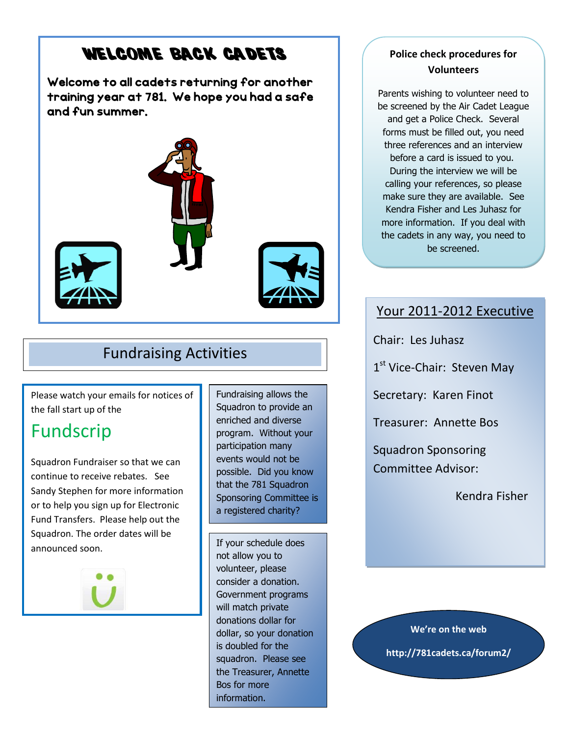# WELCOME BACK CADETS

**Welcome to all cadets returning for another training year at 781. We hope you had a safe and fun summer.**

## Fundraising Activities

Please watch your emails for notices of the fall start up of the

### Fundscrip

Squadron Fundraiser so that we can continue to receive rebates. See Sandy Stephen for more information or to help you sign up for Electronic Fund Transfers. Please help out the Squadron. The order dates will be announced soon.

Fundraising allows the Squadron to provide an enriched and diverse program. Without your participation many events would not be possible. Did you know that the 781 Squadron Sponsoring Committee is a registered charity?

If your schedule does not allow you to volunteer, please consider a donation. Government programs will match private donations dollar for dollar, so your donation is doubled for the squadron. Please see the Treasurer, Annette Bos for more information.

**Police check procedures for Volunteers**

Parents wishing to volunteer need to be screened by the Air Cadet League and get a Police Check. Several forms must be filled out, you need three references and an interview before a card is issued to you. During the interview we will be calling your references, so please make sure they are available. See Kendra Fisher and Les Juhasz for more information. If you deal with the cadets in any way, you need to be screened.

## Your 2011-2012 Executive

Chair: Les Juhasz

1st Vice-Chair: Steven May

Secretary: Karen Finot

Treasurer: Annette Bos

Squadron Sponsoring Committee Advisor:

Kendra Fisher

**We're on the web**

**http://781cadets.ca/forum2/**